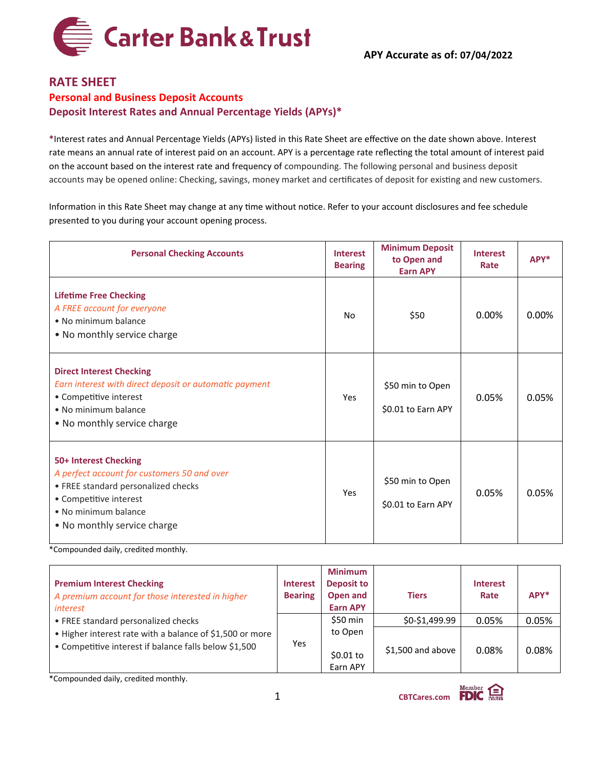Carter Bank & Trust

**APY Accurate as of: 07/04/2022**

# RATE SHEET

## Personal and Business Deposit Accounts

## Deposit Interest Rates and Annual Percentage Yields (APYs)*

*Interest rates and Annual Percentage Yields (APYs) listed in this Rate Sheet are effective on the date shown above. Interest rate means an annual rate of interest paid on an account. APY is a percentage rate reflecting the total amount of interest paid on the account based on the interest rate and frequency of compounding. The following personal and business deposit accounts may be opened online: Checking, savings, money market and certificates of deposit for existing and new customers.

Information in this Rate Sheet may change at any time without notice. Refer to your account disclosures and fee schedule presented to you during your account opening process.

| Personal Checking Accounts | Interest Bearing | Minimum Deposit to Open and Earn APY | Interest Rate | APY* |
|---|---|---|---|---|
| **Lifetime Free Checking**<br>*A FREE account for everyone*<br>• No minimum balance<br>• No monthly service charge | No | $50 | 0.00% | 0.00% |
| **Direct Interest Checking**<br>*Earn interest with direct deposit or automatic payment*<br>• Competitive interest<br>• No minimum balance<br>• No monthly service charge | Yes | $50 min to Open<br>$0.01 to Earn APY | 0.05% | 0.05% |
| **50+ Interest Checking**<br>*A perfect account for customers 50 and over*<br>• FREE standard personalized checks<br>• Competitive interest<br>• No minimum balance<br>• No monthly service charge | Yes | $50 min to Open<br>$0.01 to Earn APY | 0.05% | 0.05% |

*Compounded daily, credited monthly.

| Premium Interest Checking<br>*A premium account for those interested in higher interest* | Interest Bearing | Minimum Deposit to Open and Earn APY | Tiers | Interest Rate | APY* |
|---|---|---|---|---|---|
| • FREE standard personalized checks<br>• Higher interest rate with a balance of $1,500 or more<br>• Competitive interest if balance falls below $1,500 | Yes | $50 min to Open<br>$0.01 to Earn APY | $0-$1,499.99 | 0.05% | 0.05% |
| | | | $1,500 and above | 0.08% | 0.08% |

*Compounded daily, credited monthly.

CBTCares.com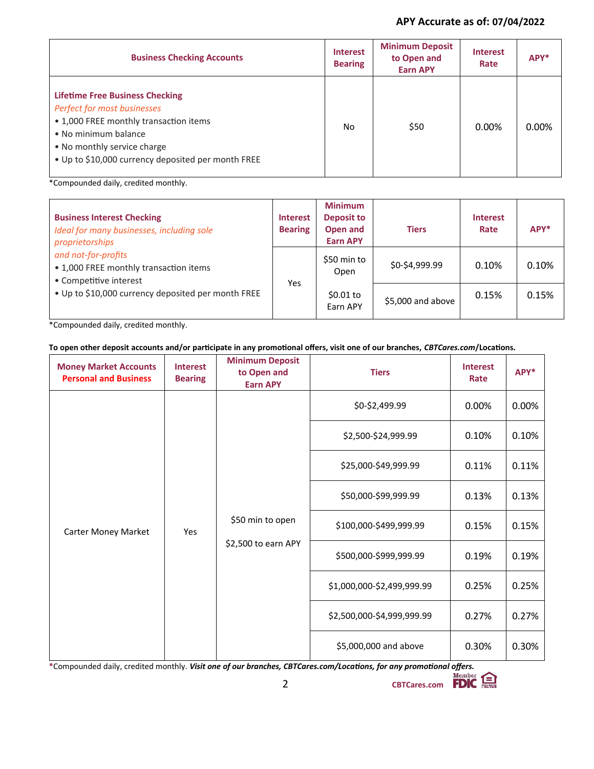**APY Accurate as of: 07/04/2022**

| Business Checking Accounts | Interest Bearing | Minimum Deposit to Open and Earn APY | Interest Rate | APY* |
|---|---|---|---|---|
| **Lifetime Free Business Checking**<br>*Perfect for most businesses*<br>• 1,000 FREE monthly transaction items<br>• No minimum balance<br>• No monthly service charge<br>• Up to $10,000 currency deposited per month FREE | No | $50 | 0.00% | 0.00% |

*Compounded daily, credited monthly.

| Business Interest Checking | Interest Bearing | Minimum Deposit to Open and Earn APY | Tiers | Interest Rate | APY* |
|---|---|---|---|---|---|
| *Ideal for many businesses, including sole proprietorships and not-for-profits*<br>• 1,000 FREE monthly transaction items<br>• Competitive interest<br>• Up to $10,000 currency deposited per month FREE | Yes | $50 min to Open | $0-$4,999.99 | 0.10% | 0.10% |
| | | $0.01 to Earn APY | $5,000 and above | 0.15% | 0.15% |

*Compounded daily, credited monthly.

**To open other deposit accounts and/or participate in any promotional offers, visit one of our branches, *CBTCares.com*/Locations.**

| Money Market Accounts Personal and Business | Interest Bearing | Minimum Deposit to Open and Earn APY | Tiers | Interest Rate | APY* |
|---|---|---|---|---|---|
| Carter Money Market | Yes | $50 min to open<br>$2,500 to earn APY | $0-$2,499.99 | 0.00% | 0.00% |
| | | | $2,500-$24,999.99 | 0.10% | 0.10% |
| | | | $25,000-$49,999.99 | 0.11% | 0.11% |
| | | | $50,000-$99,999.99 | 0.13% | 0.13% |
| | | | $100,000-$499,999.99 | 0.15% | 0.15% |
| | | | $500,000-$999,999.99 | 0.19% | 0.19% |
| | | | $1,000,000-$2,499,999.99 | 0.25% | 0.25% |
| | | | $2,500,000-$4,999,999.99 | 0.27% | 0.27% |
| | | | $5,000,000 and above | 0.30% | 0.30% |

*Compounded daily, credited monthly. ***Visit one of our branches, CBTCares.com/Locations, for any promotional offers.***

CBTCares.com Member FDIC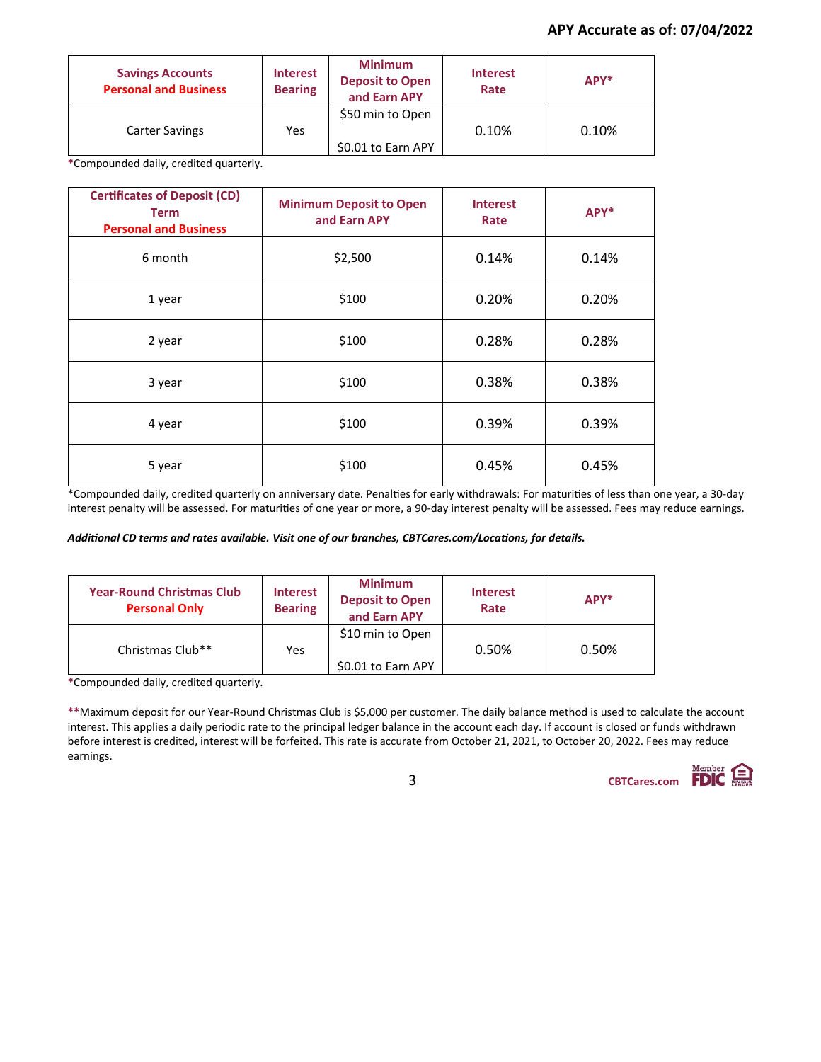**APY Accurate as of: 07/04/2022**

| Savings Accounts Personal and Business | Interest Bearing | Minimum Deposit to Open and Earn APY | Interest Rate | APY* |
|---|---|---|---|---|
| Carter Savings | Yes | $50 min to Open<br><br>$0.01 to Earn APY | 0.10% | 0.10% |

*Compounded daily, credited quarterly.

| Certificates of Deposit (CD) Term Personal and Business | Minimum Deposit to Open and Earn APY | Interest Rate | APY* |
|---|---|---|---|
| 6 month | $2,500 | 0.14% | 0.14% |
| 1 year | $100 | 0.20% | 0.20% |
| 2 year | $100 | 0.28% | 0.28% |
| 3 year | $100 | 0.38% | 0.38% |
| 4 year | $100 | 0.39% | 0.39% |
| 5 year | $100 | 0.45% | 0.45% |

*Compounded daily, credited quarterly on anniversary date. Penalties for early withdrawals: For maturities of less than one year, a 30-day interest penalty will be assessed. For maturities of one year or more, a 90-day interest penalty will be assessed. Fees may reduce earnings.

***Additional CD terms and rates available. Visit one of our branches, CBTCares.com/Locations, for details.***

| Year-Round Christmas Club Personal Only | Interest Bearing | Minimum Deposit to Open and Earn APY | Interest Rate | APY* |
|---|---|---|---|---|
| Christmas Club** | Yes | $10 min to Open<br><br>$0.01 to Earn APY | 0.50% | 0.50% |

*Compounded daily, credited quarterly.

**Maximum deposit for our Year-Round Christmas Club is $5,000 per customer. The daily balance method is used to calculate the account interest. This applies a daily periodic rate to the principal ledger balance in the account each day. If account is closed or funds withdrawn before interest is credited, interest will be forfeited. This rate is accurate from October 21, 2021, to October 20, 2022. Fees may reduce earnings.

CBTCares.com Member FDIC